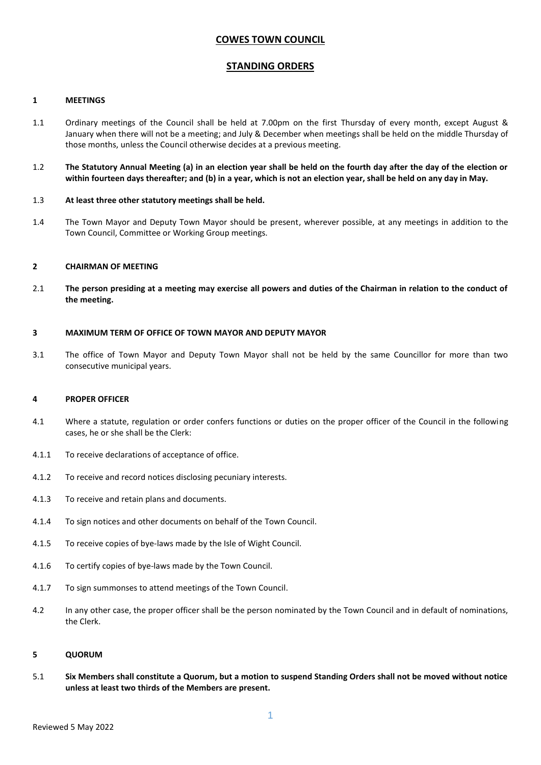# COWES TOWN COUNCIL

## STANDING ORDERS

### 1 MEETINGS

1.1 Ordinary meetings of the Council shall be held at 7.00pm on the first Thursday of every month, except August & January when there will not be a meeting; and July & December when meetings shall be held on the middle Thursday of those months, unless the Council otherwise decides at a previous meeting.

1.2 **The Statutory Annual Meeting (a) in an election year shall be held on the fourth day after the day of the election or within fourteen days thereafter; and (b) in a year, which is not an election year, shall be held on any day in May.**

1.3 **At least three other statutory meetings shall be held.**

1.4 The Town Mayor and Deputy Town Mayor should be present, wherever possible, at any meetings in addition to the Town Council, Committee or Working Group meetings.

### 2 CHAIRMAN OF MEETING

2.1 **The person presiding at a meeting may exercise all powers and duties of the Chairman in relation to the conduct of the meeting.**

### 3 MAXIMUM TERM OF OFFICE OF TOWN MAYOR AND DEPUTY MAYOR

3.1 The office of Town Mayor and Deputy Town Mayor shall not be held by the same Councillor for more than two consecutive municipal years.

### 4 PROPER OFFICER

4.1 Where a statute, regulation or order confers functions or duties on the proper officer of the Council in the following cases, he or she shall be the Clerk:

4.1.1 To receive declarations of acceptance of office.

4.1.2 To receive and record notices disclosing pecuniary interests.

4.1.3 To receive and retain plans and documents.

4.1.4 To sign notices and other documents on behalf of the Town Council.

4.1.5 To receive copies of bye-laws made by the Isle of Wight Council.

4.1.6 To certify copies of bye-laws made by the Town Council.

4.1.7 To sign summonses to attend meetings of the Town Council.

4.2 In any other case, the proper officer shall be the person nominated by the Town Council and in default of nominations, the Clerk.

### 5 QUORUM

5.1 **Six Members shall constitute a Quorum, but a motion to suspend Standing Orders shall not be moved without notice unless at least two thirds of the Members are present.**

Reviewed 5 May 2022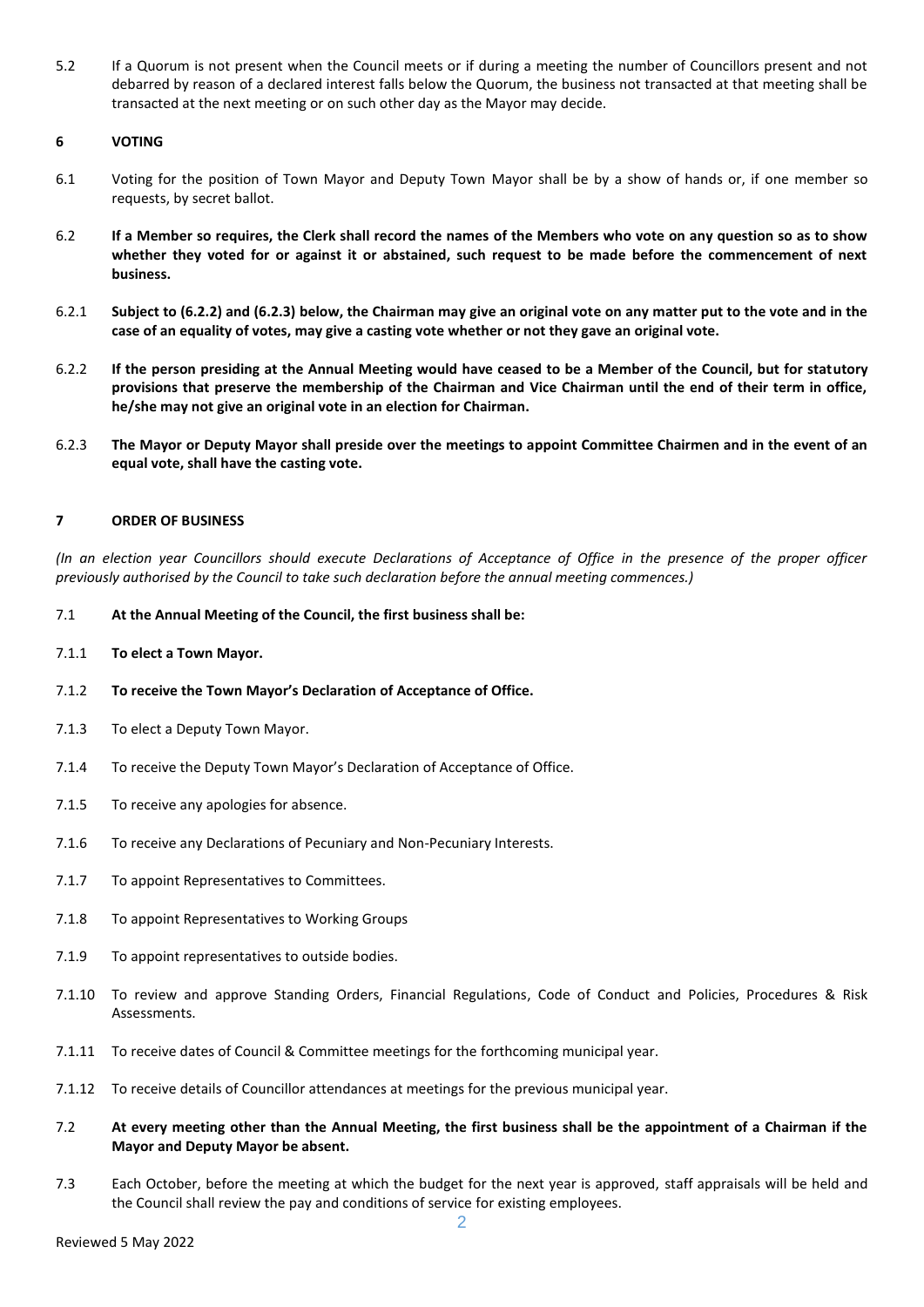5.2 If a Quorum is not present when the Council meets or if during a meeting the number of Councillors present and not debarred by reason of a declared interest falls below the Quorum, the business not transacted at that meeting shall be transacted at the next meeting or on such other day as the Mayor may decide.

## 6 VOTING

6.1 Voting for the position of Town Mayor and Deputy Town Mayor shall be by a show of hands or, if one member so requests, by secret ballot.

6.2 **If a Member so requires, the Clerk shall record the names of the Members who vote on any question so as to show whether they voted for or against it or abstained, such request to be made before the commencement of next business.**

6.2.1 **Subject to (6.2.2) and (6.2.3) below, the Chairman may give an original vote on any matter put to the vote and in the case of an equality of votes, may give a casting vote whether or not they gave an original vote.**

6.2.2 **If the person presiding at the Annual Meeting would have ceased to be a Member of the Council, but for statutory provisions that preserve the membership of the Chairman and Vice Chairman until the end of their term in office, he/she may not give an original vote in an election for Chairman.**

6.2.3 **The Mayor or Deputy Mayor shall preside over the meetings to appoint Committee Chairmen and in the event of an equal vote, shall have the casting vote.**

## 7 ORDER OF BUSINESS

*(In an election year Councillors should execute Declarations of Acceptance of Office in the presence of the proper officer previously authorised by the Council to take such declaration before the annual meeting commences.)*

7.1 **At the Annual Meeting of the Council, the first business shall be:**

7.1.1 **To elect a Town Mayor.**

7.1.2 **To receive the Town Mayor's Declaration of Acceptance of Office.**

7.1.3 To elect a Deputy Town Mayor.

7.1.4 To receive the Deputy Town Mayor's Declaration of Acceptance of Office.

7.1.5 To receive any apologies for absence.

7.1.6 To receive any Declarations of Pecuniary and Non-Pecuniary Interests.

7.1.7 To appoint Representatives to Committees.

7.1.8 To appoint Representatives to Working Groups

7.1.9 To appoint representatives to outside bodies.

7.1.10 To review and approve Standing Orders, Financial Regulations, Code of Conduct and Policies, Procedures & Risk Assessments.

7.1.11 To receive dates of Council & Committee meetings for the forthcoming municipal year.

7.1.12 To receive details of Councillor attendances at meetings for the previous municipal year.

7.2 **At every meeting other than the Annual Meeting, the first business shall be the appointment of a Chairman if the Mayor and Deputy Mayor be absent.**

7.3 Each October, before the meeting at which the budget for the next year is approved, staff appraisals will be held and the Council shall review the pay and conditions of service for existing employees.

Reviewed 5 May 2022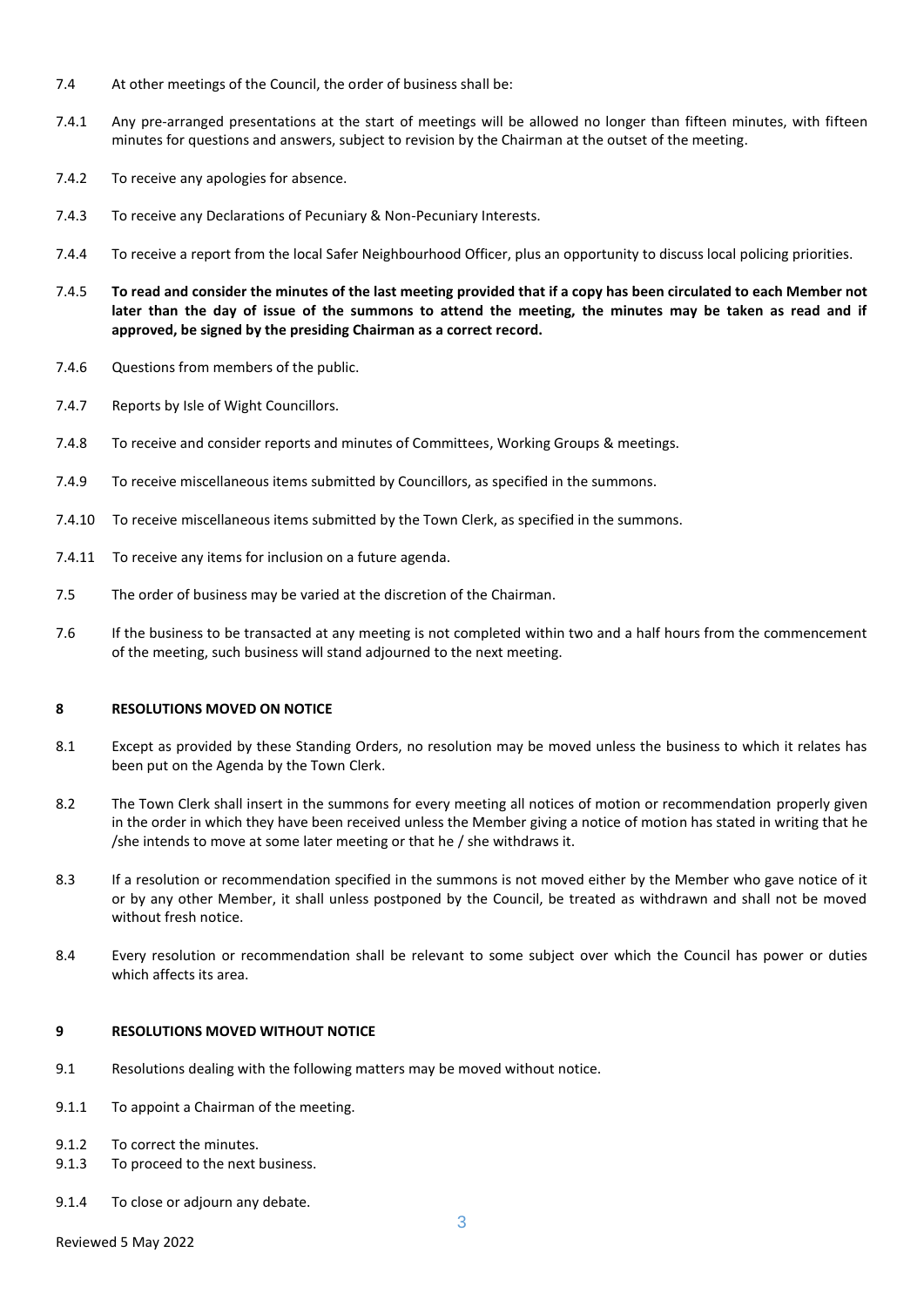7.4 At other meetings of the Council, the order of business shall be:

7.4.1 Any pre-arranged presentations at the start of meetings will be allowed no longer than fifteen minutes, with fifteen minutes for questions and answers, subject to revision by the Chairman at the outset of the meeting.

7.4.2 To receive any apologies for absence.

7.4.3 To receive any Declarations of Pecuniary & Non-Pecuniary Interests.

7.4.4 To receive a report from the local Safer Neighbourhood Officer, plus an opportunity to discuss local policing priorities.

7.4.5 **To read and consider the minutes of the last meeting provided that if a copy has been circulated to each Member not later than the day of issue of the summons to attend the meeting, the minutes may be taken as read and if approved, be signed by the presiding Chairman as a correct record.**

7.4.6 Questions from members of the public.

7.4.7 Reports by Isle of Wight Councillors.

7.4.8 To receive and consider reports and minutes of Committees, Working Groups & meetings.

7.4.9 To receive miscellaneous items submitted by Councillors, as specified in the summons.

7.4.10 To receive miscellaneous items submitted by the Town Clerk, as specified in the summons.

7.4.11 To receive any items for inclusion on a future agenda.

7.5 The order of business may be varied at the discretion of the Chairman.

7.6 If the business to be transacted at any meeting is not completed within two and a half hours from the commencement of the meeting, such business will stand adjourned to the next meeting.

### 8 RESOLUTIONS MOVED ON NOTICE

8.1 Except as provided by these Standing Orders, no resolution may be moved unless the business to which it relates has been put on the Agenda by the Town Clerk.

8.2 The Town Clerk shall insert in the summons for every meeting all notices of motion or recommendation properly given in the order in which they have been received unless the Member giving a notice of motion has stated in writing that he /she intends to move at some later meeting or that he / she withdraws it.

8.3 If a resolution or recommendation specified in the summons is not moved either by the Member who gave notice of it or by any other Member, it shall unless postponed by the Council, be treated as withdrawn and shall not be moved without fresh notice.

8.4 Every resolution or recommendation shall be relevant to some subject over which the Council has power or duties which affects its area.

### 9 RESOLUTIONS MOVED WITHOUT NOTICE

9.1 Resolutions dealing with the following matters may be moved without notice.

9.1.1 To appoint a Chairman of the meeting.

9.1.2 To correct the minutes.

9.1.3 To proceed to the next business.

9.1.4 To close or adjourn any debate.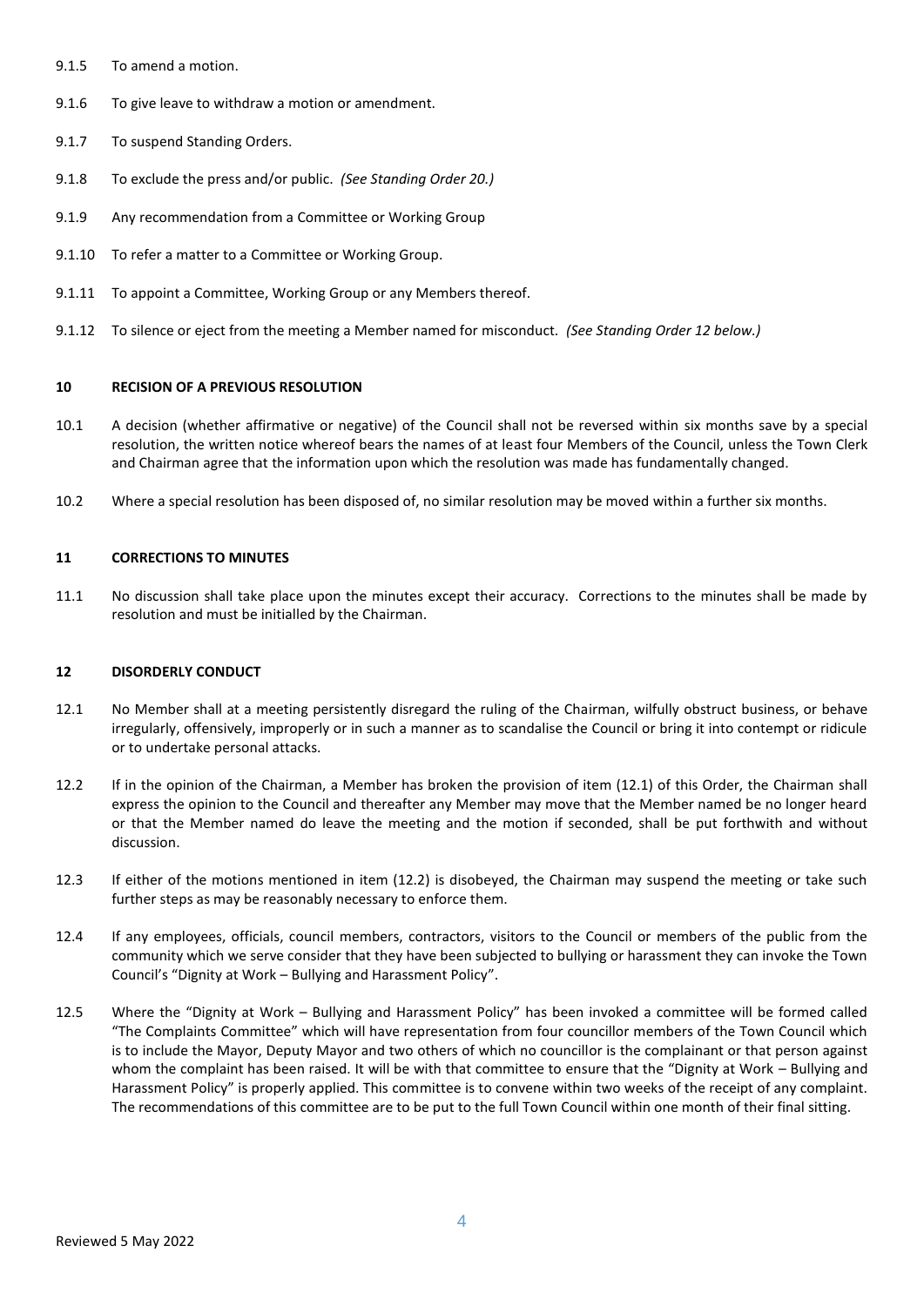9.1.5 To amend a motion.

9.1.6 To give leave to withdraw a motion or amendment.

9.1.7 To suspend Standing Orders.

9.1.8 To exclude the press and/or public. *(See Standing Order 20.)*

9.1.9 Any recommendation from a Committee or Working Group

9.1.10 To refer a matter to a Committee or Working Group.

9.1.11 To appoint a Committee, Working Group or any Members thereof.

9.1.12 To silence or eject from the meeting a Member named for misconduct. *(See Standing Order 12 below.)*

## 10 RECISION OF A PREVIOUS RESOLUTION

10.1 A decision (whether affirmative or negative) of the Council shall not be reversed within six months save by a special resolution, the written notice whereof bears the names of at least four Members of the Council, unless the Town Clerk and Chairman agree that the information upon which the resolution was made has fundamentally changed.

10.2 Where a special resolution has been disposed of, no similar resolution may be moved within a further six months.

## 11 CORRECTIONS TO MINUTES

11.1 No discussion shall take place upon the minutes except their accuracy. Corrections to the minutes shall be made by resolution and must be initialled by the Chairman.

## 12 DISORDERLY CONDUCT

12.1 No Member shall at a meeting persistently disregard the ruling of the Chairman, wilfully obstruct business, or behave irregularly, offensively, improperly or in such a manner as to scandalise the Council or bring it into contempt or ridicule or to undertake personal attacks.

12.2 If in the opinion of the Chairman, a Member has broken the provision of item (12.1) of this Order, the Chairman shall express the opinion to the Council and thereafter any Member may move that the Member named be no longer heard or that the Member named do leave the meeting and the motion if seconded, shall be put forthwith and without discussion.

12.3 If either of the motions mentioned in item (12.2) is disobeyed, the Chairman may suspend the meeting or take such further steps as may be reasonably necessary to enforce them.

12.4 If any employees, officials, council members, contractors, visitors to the Council or members of the public from the community which we serve consider that they have been subjected to bullying or harassment they can invoke the Town Council's "Dignity at Work – Bullying and Harassment Policy".

12.5 Where the "Dignity at Work – Bullying and Harassment Policy" has been invoked a committee will be formed called "The Complaints Committee" which will have representation from four councillor members of the Town Council which is to include the Mayor, Deputy Mayor and two others of which no councillor is the complainant or that person against whom the complaint has been raised. It will be with that committee to ensure that the "Dignity at Work – Bullying and Harassment Policy" is properly applied. This committee is to convene within two weeks of the receipt of any complaint. The recommendations of this committee are to be put to the full Town Council within one month of their final sitting.

Reviewed 5 May 2022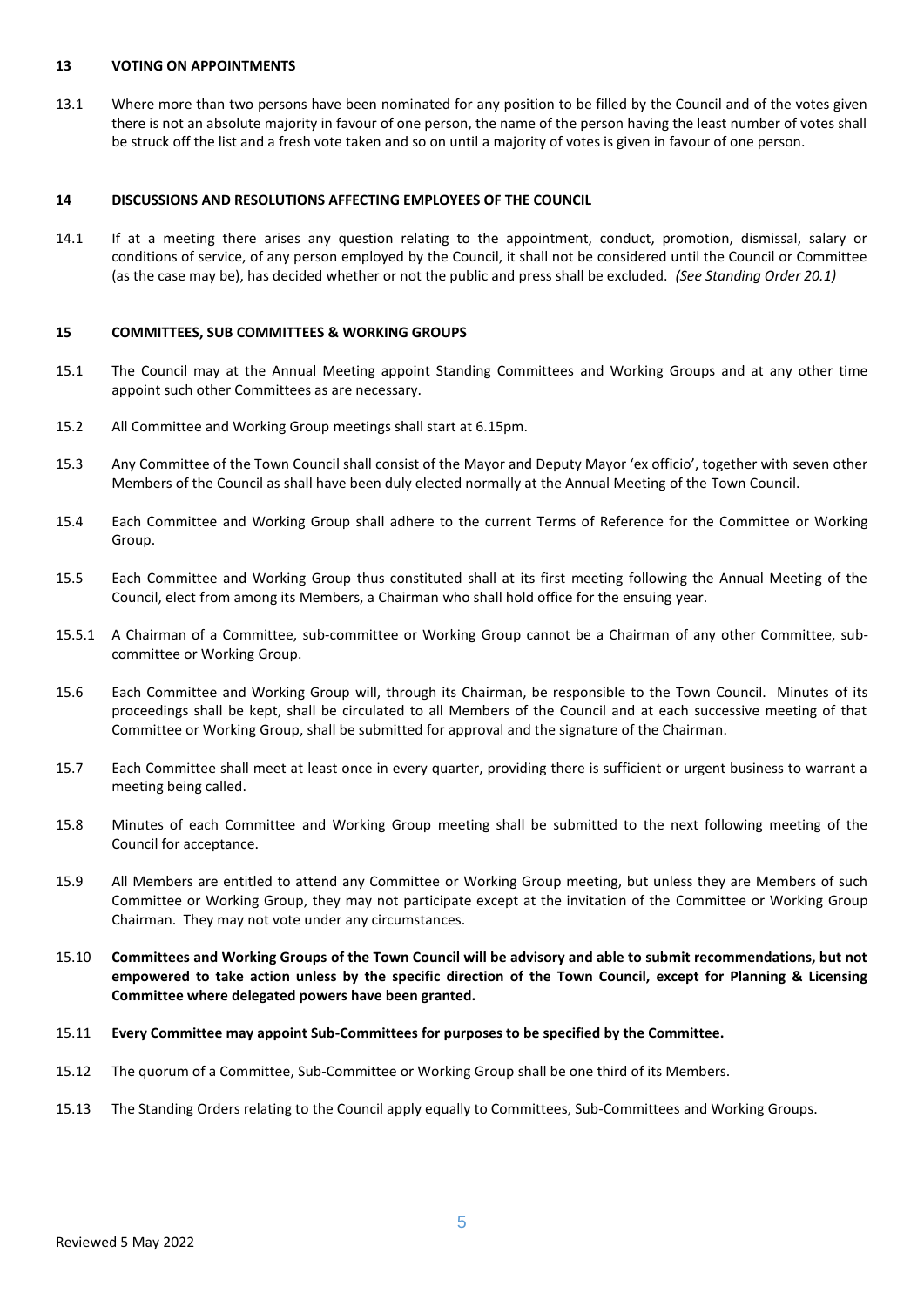## 13 VOTING ON APPOINTMENTS

13.1 Where more than two persons have been nominated for any position to be filled by the Council and of the votes given there is not an absolute majority in favour of one person, the name of the person having the least number of votes shall be struck off the list and a fresh vote taken and so on until a majority of votes is given in favour of one person.

## 14 DISCUSSIONS AND RESOLUTIONS AFFECTING EMPLOYEES OF THE COUNCIL

14.1 If at a meeting there arises any question relating to the appointment, conduct, promotion, dismissal, salary or conditions of service, of any person employed by the Council, it shall not be considered until the Council or Committee (as the case may be), has decided whether or not the public and press shall be excluded. *(See Standing Order 20.1)*

## 15 COMMITTEES, SUB COMMITTEES & WORKING GROUPS

15.1 The Council may at the Annual Meeting appoint Standing Committees and Working Groups and at any other time appoint such other Committees as are necessary.

15.2 All Committee and Working Group meetings shall start at 6.15pm.

15.3 Any Committee of the Town Council shall consist of the Mayor and Deputy Mayor 'ex officio', together with seven other Members of the Council as shall have been duly elected normally at the Annual Meeting of the Town Council.

15.4 Each Committee and Working Group shall adhere to the current Terms of Reference for the Committee or Working Group.

15.5 Each Committee and Working Group thus constituted shall at its first meeting following the Annual Meeting of the Council, elect from among its Members, a Chairman who shall hold office for the ensuing year.

15.5.1 A Chairman of a Committee, sub-committee or Working Group cannot be a Chairman of any other Committee, sub-committee or Working Group.

15.6 Each Committee and Working Group will, through its Chairman, be responsible to the Town Council. Minutes of its proceedings shall be kept, shall be circulated to all Members of the Council and at each successive meeting of that Committee or Working Group, shall be submitted for approval and the signature of the Chairman.

15.7 Each Committee shall meet at least once in every quarter, providing there is sufficient or urgent business to warrant a meeting being called.

15.8 Minutes of each Committee and Working Group meeting shall be submitted to the next following meeting of the Council for acceptance.

15.9 All Members are entitled to attend any Committee or Working Group meeting, but unless they are Members of such Committee or Working Group, they may not participate except at the invitation of the Committee or Working Group Chairman. They may not vote under any circumstances.

15.10 **Committees and Working Groups of the Town Council will be advisory and able to submit recommendations, but not empowered to take action unless by the specific direction of the Town Council, except for Planning & Licensing Committee where delegated powers have been granted.**

15.11 **Every Committee may appoint Sub-Committees for purposes to be specified by the Committee.**

15.12 The quorum of a Committee, Sub-Committee or Working Group shall be one third of its Members.

15.13 The Standing Orders relating to the Council apply equally to Committees, Sub-Committees and Working Groups.

Reviewed 5 May 2022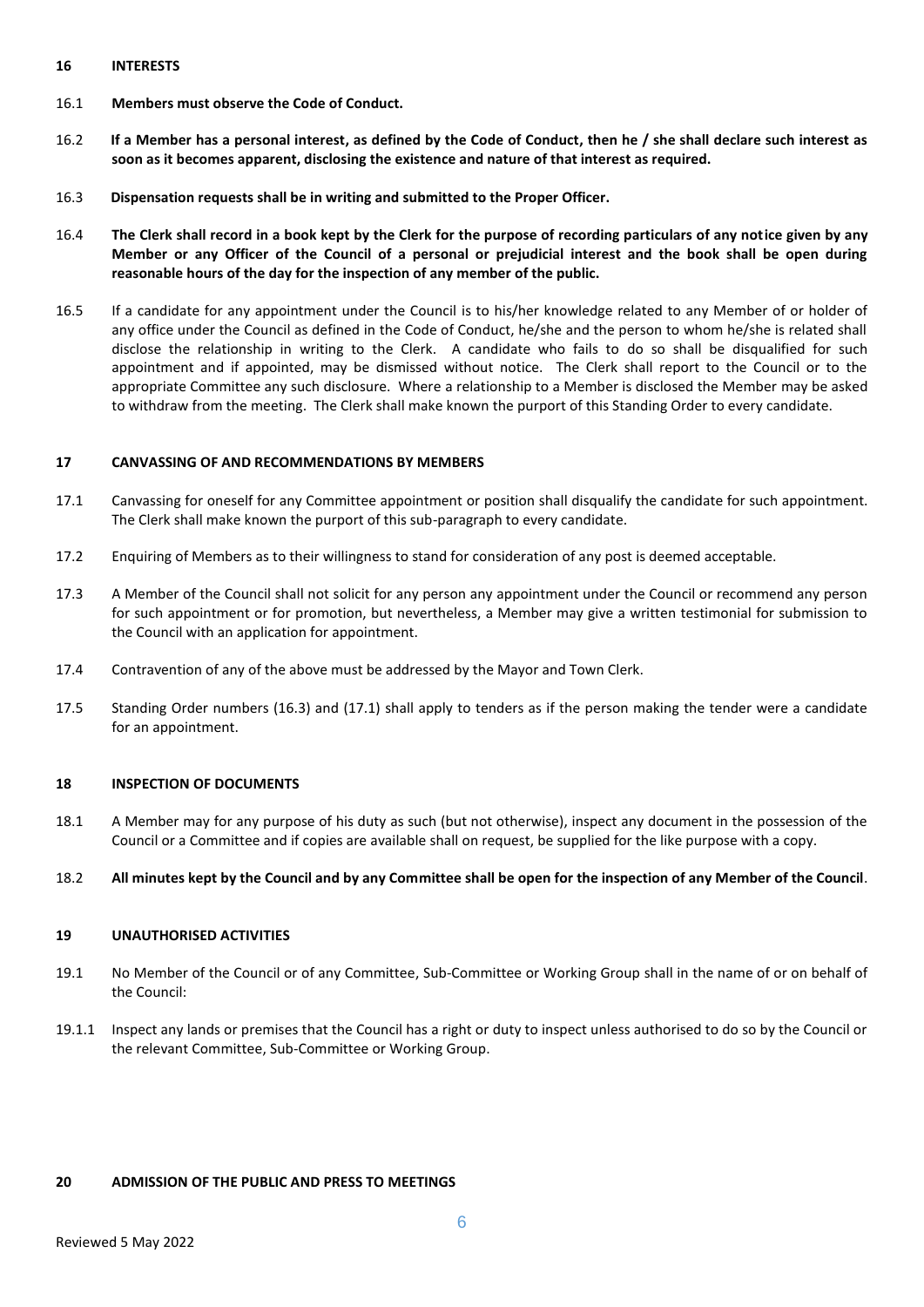## 16 INTERESTS

16.1 **Members must observe the Code of Conduct.**

16.2 **If a Member has a personal interest, as defined by the Code of Conduct, then he / she shall declare such interest as soon as it becomes apparent, disclosing the existence and nature of that interest as required.**

16.3 **Dispensation requests shall be in writing and submitted to the Proper Officer.**

16.4 **The Clerk shall record in a book kept by the Clerk for the purpose of recording particulars of any notice given by any Member or any Officer of the Council of a personal or prejudicial interest and the book shall be open during reasonable hours of the day for the inspection of any member of the public.**

16.5 If a candidate for any appointment under the Council is to his/her knowledge related to any Member of or holder of any office under the Council as defined in the Code of Conduct, he/she and the person to whom he/she is related shall disclose the relationship in writing to the Clerk. A candidate who fails to do so shall be disqualified for such appointment and if appointed, may be dismissed without notice. The Clerk shall report to the Council or to the appropriate Committee any such disclosure. Where a relationship to a Member is disclosed the Member may be asked to withdraw from the meeting. The Clerk shall make known the purport of this Standing Order to every candidate.

## 17 CANVASSING OF AND RECOMMENDATIONS BY MEMBERS

17.1 Canvassing for oneself for any Committee appointment or position shall disqualify the candidate for such appointment. The Clerk shall make known the purport of this sub-paragraph to every candidate.

17.2 Enquiring of Members as to their willingness to stand for consideration of any post is deemed acceptable.

17.3 A Member of the Council shall not solicit for any person any appointment under the Council or recommend any person for such appointment or for promotion, but nevertheless, a Member may give a written testimonial for submission to the Council with an application for appointment.

17.4 Contravention of any of the above must be addressed by the Mayor and Town Clerk.

17.5 Standing Order numbers (16.3) and (17.1) shall apply to tenders as if the person making the tender were a candidate for an appointment.

## 18 INSPECTION OF DOCUMENTS

18.1 A Member may for any purpose of his duty as such (but not otherwise), inspect any document in the possession of the Council or a Committee and if copies are available shall on request, be supplied for the like purpose with a copy.

18.2 **All minutes kept by the Council and by any Committee shall be open for the inspection of any Member of the Council**.

## 19 UNAUTHORISED ACTIVITIES

19.1 No Member of the Council or of any Committee, Sub-Committee or Working Group shall in the name of or on behalf of the Council:

19.1.1 Inspect any lands or premises that the Council has a right or duty to inspect unless authorised to do so by the Council or the relevant Committee, Sub-Committee or Working Group.

## 20 ADMISSION OF THE PUBLIC AND PRESS TO MEETINGS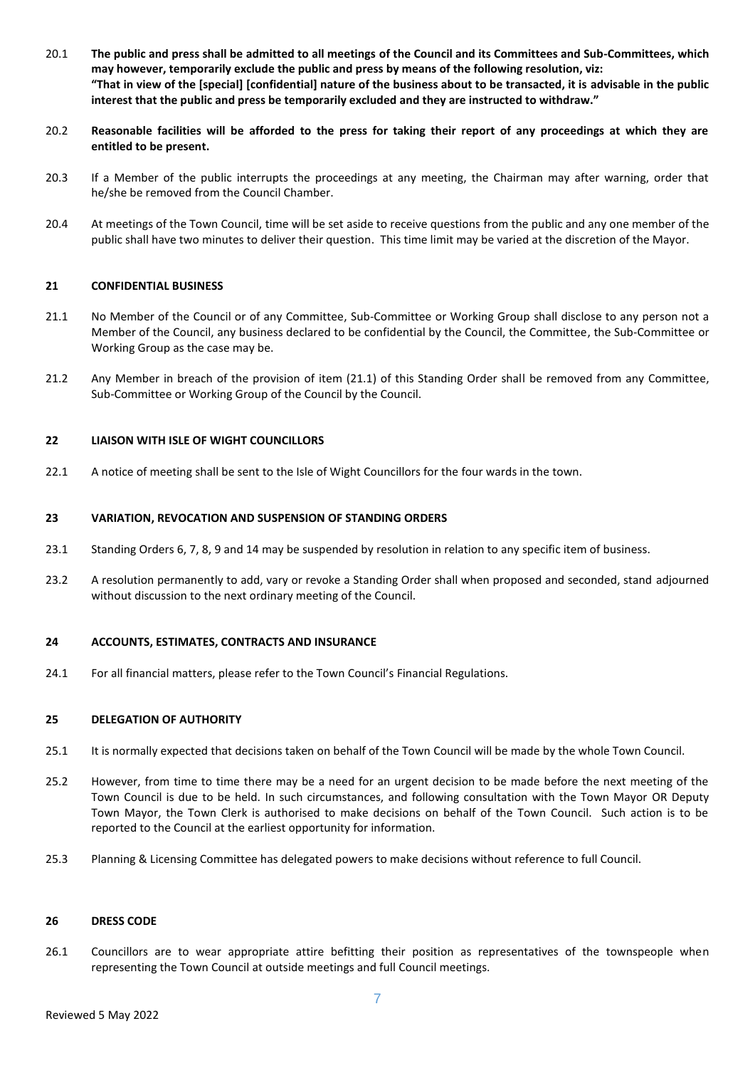20.1 **The public and press shall be admitted to all meetings of the Council and its Committees and Sub-Committees, which may however, temporarily exclude the public and press by means of the following resolution, viz: "That in view of the [special] [confidential] nature of the business about to be transacted, it is advisable in the public interest that the public and press be temporarily excluded and they are instructed to withdraw."**

20.2 **Reasonable facilities will be afforded to the press for taking their report of any proceedings at which they are entitled to be present.**

20.3 If a Member of the public interrupts the proceedings at any meeting, the Chairman may after warning, order that he/she be removed from the Council Chamber.

20.4 At meetings of the Town Council, time will be set aside to receive questions from the public and any one member of the public shall have two minutes to deliver their question. This time limit may be varied at the discretion of the Mayor.

## 21 CONFIDENTIAL BUSINESS

21.1 No Member of the Council or of any Committee, Sub-Committee or Working Group shall disclose to any person not a Member of the Council, any business declared to be confidential by the Council, the Committee, the Sub-Committee or Working Group as the case may be.

21.2 Any Member in breach of the provision of item (21.1) of this Standing Order shall be removed from any Committee, Sub-Committee or Working Group of the Council by the Council.

## 22 LIAISON WITH ISLE OF WIGHT COUNCILLORS

22.1 A notice of meeting shall be sent to the Isle of Wight Councillors for the four wards in the town.

## 23 VARIATION, REVOCATION AND SUSPENSION OF STANDING ORDERS

23.1 Standing Orders 6, 7, 8, 9 and 14 may be suspended by resolution in relation to any specific item of business.

23.2 A resolution permanently to add, vary or revoke a Standing Order shall when proposed and seconded, stand adjourned without discussion to the next ordinary meeting of the Council.

## 24 ACCOUNTS, ESTIMATES, CONTRACTS AND INSURANCE

24.1 For all financial matters, please refer to the Town Council's Financial Regulations.

## 25 DELEGATION OF AUTHORITY

25.1 It is normally expected that decisions taken on behalf of the Town Council will be made by the whole Town Council.

25.2 However, from time to time there may be a need for an urgent decision to be made before the next meeting of the Town Council is due to be held. In such circumstances, and following consultation with the Town Mayor OR Deputy Town Mayor, the Town Clerk is authorised to make decisions on behalf of the Town Council. Such action is to be reported to the Council at the earliest opportunity for information.

25.3 Planning & Licensing Committee has delegated powers to make decisions without reference to full Council.

## 26 DRESS CODE

26.1 Councillors are to wear appropriate attire befitting their position as representatives of the townspeople when representing the Town Council at outside meetings and full Council meetings.

Reviewed 5 May 2022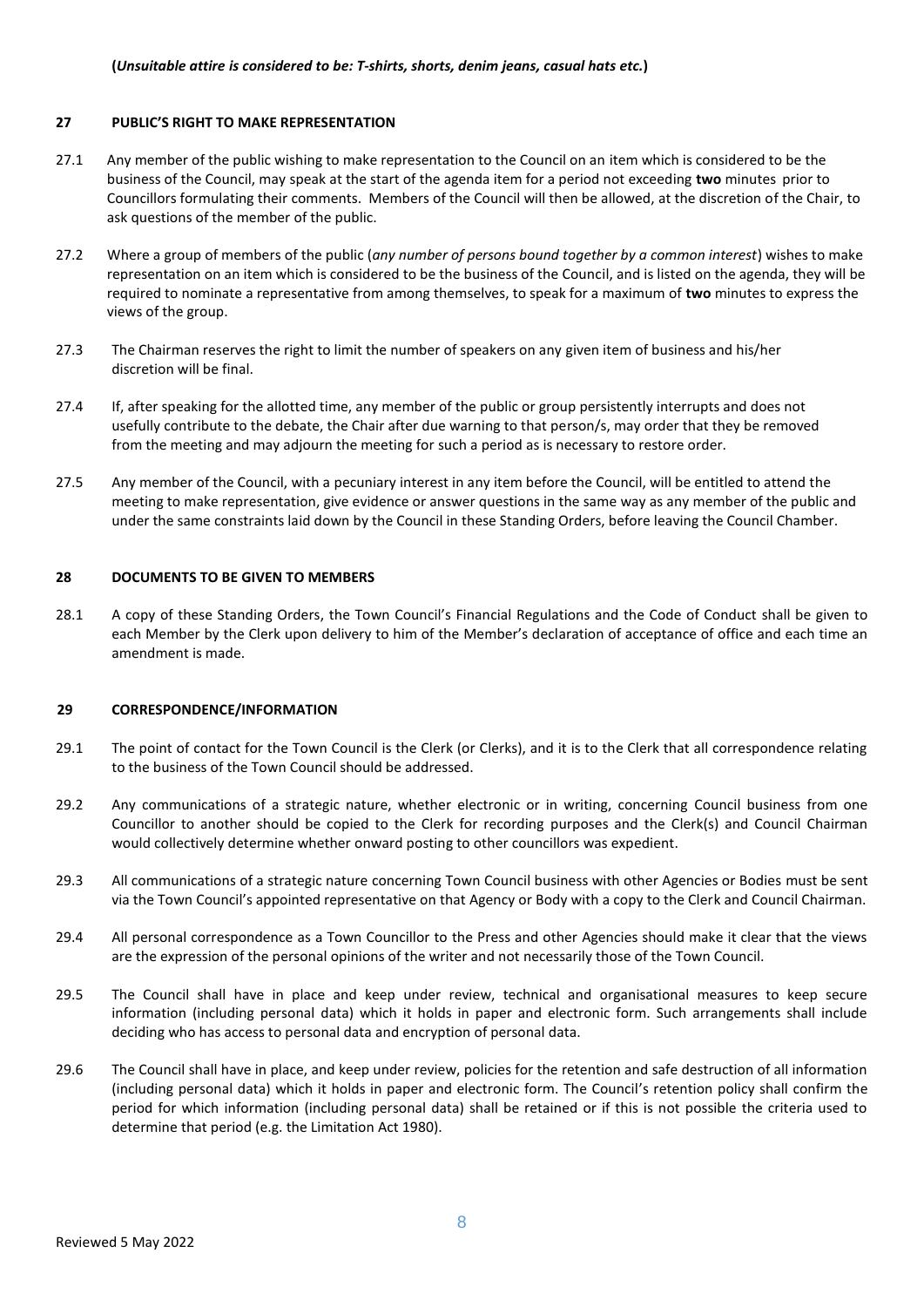**(*Unsuitable attire is considered to be: T-shirts, shorts, denim jeans, casual hats etc.*)**

## 27 PUBLIC'S RIGHT TO MAKE REPRESENTATION

27.1 Any member of the public wishing to make representation to the Council on an item which is considered to be the business of the Council, may speak at the start of the agenda item for a period not exceeding **two** minutes prior to Councillors formulating their comments. Members of the Council will then be allowed, at the discretion of the Chair, to ask questions of the member of the public.

27.2 Where a group of members of the public (*any number of persons bound together by a common interest*) wishes to make representation on an item which is considered to be the business of the Council, and is listed on the agenda, they will be required to nominate a representative from among themselves, to speak for a maximum of **two** minutes to express the views of the group.

27.3 The Chairman reserves the right to limit the number of speakers on any given item of business and his/her discretion will be final.

27.4 If, after speaking for the allotted time, any member of the public or group persistently interrupts and does not usefully contribute to the debate, the Chair after due warning to that person/s, may order that they be removed from the meeting and may adjourn the meeting for such a period as is necessary to restore order.

27.5 Any member of the Council, with a pecuniary interest in any item before the Council, will be entitled to attend the meeting to make representation, give evidence or answer questions in the same way as any member of the public and under the same constraints laid down by the Council in these Standing Orders, before leaving the Council Chamber.

## 28 DOCUMENTS TO BE GIVEN TO MEMBERS

28.1 A copy of these Standing Orders, the Town Council's Financial Regulations and the Code of Conduct shall be given to each Member by the Clerk upon delivery to him of the Member's declaration of acceptance of office and each time an amendment is made.

## 29 CORRESPONDENCE/INFORMATION

29.1 The point of contact for the Town Council is the Clerk (or Clerks), and it is to the Clerk that all correspondence relating to the business of the Town Council should be addressed.

29.2 Any communications of a strategic nature, whether electronic or in writing, concerning Council business from one Councillor to another should be copied to the Clerk for recording purposes and the Clerk(s) and Council Chairman would collectively determine whether onward posting to other councillors was expedient.

29.3 All communications of a strategic nature concerning Town Council business with other Agencies or Bodies must be sent via the Town Council's appointed representative on that Agency or Body with a copy to the Clerk and Council Chairman.

29.4 All personal correspondence as a Town Councillor to the Press and other Agencies should make it clear that the views are the expression of the personal opinions of the writer and not necessarily those of the Town Council.

29.5 The Council shall have in place and keep under review, technical and organisational measures to keep secure information (including personal data) which it holds in paper and electronic form. Such arrangements shall include deciding who has access to personal data and encryption of personal data.

29.6 The Council shall have in place, and keep under review, policies for the retention and safe destruction of all information (including personal data) which it holds in paper and electronic form. The Council's retention policy shall confirm the period for which information (including personal data) shall be retained or if this is not possible the criteria used to determine that period (e.g. the Limitation Act 1980).

Reviewed 5 May 2022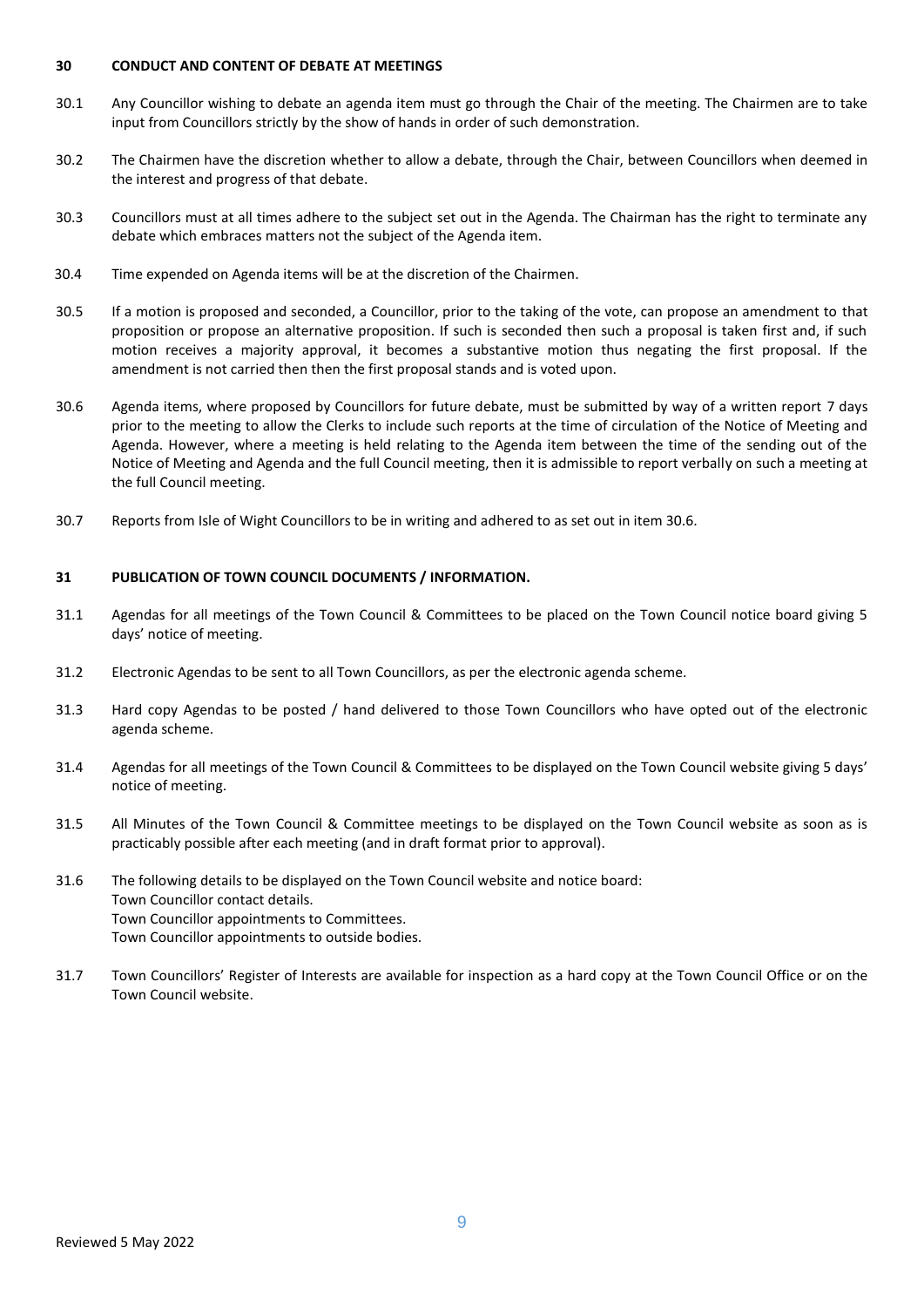## 30 CONDUCT AND CONTENT OF DEBATE AT MEETINGS

30.1 Any Councillor wishing to debate an agenda item must go through the Chair of the meeting. The Chairmen are to take input from Councillors strictly by the show of hands in order of such demonstration.

30.2 The Chairmen have the discretion whether to allow a debate, through the Chair, between Councillors when deemed in the interest and progress of that debate.

30.3 Councillors must at all times adhere to the subject set out in the Agenda. The Chairman has the right to terminate any debate which embraces matters not the subject of the Agenda item.

30.4 Time expended on Agenda items will be at the discretion of the Chairmen.

30.5 If a motion is proposed and seconded, a Councillor, prior to the taking of the vote, can propose an amendment to that proposition or propose an alternative proposition. If such is seconded then such a proposal is taken first and, if such motion receives a majority approval, it becomes a substantive motion thus negating the first proposal. If the amendment is not carried then then the first proposal stands and is voted upon.

30.6 Agenda items, where proposed by Councillors for future debate, must be submitted by way of a written report 7 days prior to the meeting to allow the Clerks to include such reports at the time of circulation of the Notice of Meeting and Agenda. However, where a meeting is held relating to the Agenda item between the time of the sending out of the Notice of Meeting and Agenda and the full Council meeting, then it is admissible to report verbally on such a meeting at the full Council meeting.

30.7 Reports from Isle of Wight Councillors to be in writing and adhered to as set out in item 30.6.

## 31 PUBLICATION OF TOWN COUNCIL DOCUMENTS / INFORMATION.

31.1 Agendas for all meetings of the Town Council & Committees to be placed on the Town Council notice board giving 5 days' notice of meeting.

31.2 Electronic Agendas to be sent to all Town Councillors, as per the electronic agenda scheme.

31.3 Hard copy Agendas to be posted / hand delivered to those Town Councillors who have opted out of the electronic agenda scheme.

31.4 Agendas for all meetings of the Town Council & Committees to be displayed on the Town Council website giving 5 days' notice of meeting.

31.5 All Minutes of the Town Council & Committee meetings to be displayed on the Town Council website as soon as is practicably possible after each meeting (and in draft format prior to approval).

31.6 The following details to be displayed on the Town Council website and notice board:
Town Councillor contact details.
Town Councillor appointments to Committees.
Town Councillor appointments to outside bodies.

31.7 Town Councillors' Register of Interests are available for inspection as a hard copy at the Town Council Office or on the Town Council website.

Reviewed 5 May 2022